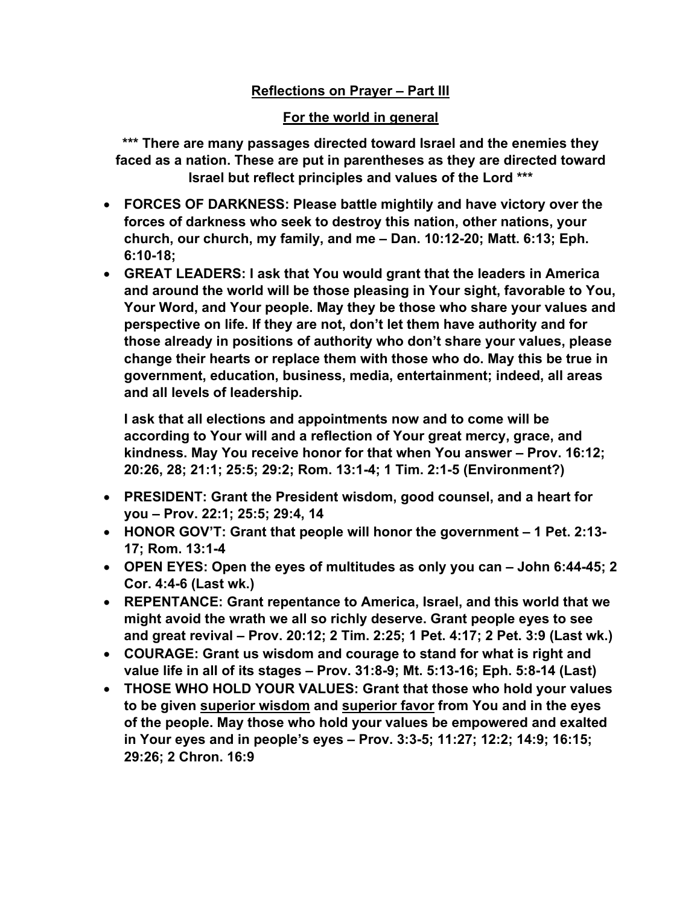## **<u>Reflections on Prayer – Part III</u>**

### **<u>For the world in general</u>**

**\*\*\* There are many passages directed toward Israel and the enemies they faced as a nation. These are put in parentheses as they are directed toward Israel but reflect principles and values of the Lord \*\*\***

- **FORCES OF DARKNESS: Please battle mightily and have victory over the forces of darkness who seek to destroy this nation, other nations, your church, our church, my family, and me – Dan. 10:12-20; Matt. 6:13; Eph. 6:10-18;**
- **GREAT LEADERS: I ask that You would grant that the leaders in America and around the world will be those pleasing in Your sight, favorable to You, Your Word, and Your people. May they be those who share your values and perspective on life. If they are not, don't let them have authority and for those already in positions of authority who don't share your values, please change their hearts or replace them with those who do. May this be true in government, education, business, media, entertainment; indeed, all areas and all levels of leadership.**

  **I ask that all elections and appointments now and to come will be according to Your will and a reflection of Your great mercy, grace, and kindness. May You receive honor for that when You answer – Prov. 16:12; 20:26, 28; 21:1; 25:5; 29:2; Rom. 13:1-4; 1 Tim. 2:1-5 (Environment?)**
- **PRESIDENT: Grant the President wisdom, good counsel, and a heart for you – Prov. 22:1; 25:5; 29:4, 14**
- **HONOR GOV'T: Grant that people will honor the government – 1 Pet. 2:13-17; Rom. 13:1-4**
- **OPEN EYES: Open the eyes of multitudes as only you can – John 6:44-45; 2 Cor. 4:4-6 (Last wk.)**
- **REPENTANCE: Grant repentance to America, Israel, and this world that we might avoid the wrath we all so richly deserve. Grant people eyes to see and great revival – Prov. 20:12; 2 Tim. 2:25; 1 Pet. 4:17; 2 Pet. 3:9 (Last wk.)**
- **COURAGE: Grant us wisdom and courage to stand for what is right and value life in all of its stages – Prov. 31:8-9; Mt. 5:13-16; Eph. 5:8-14 (Last)**
- **THOSE WHO HOLD YOUR VALUES: Grant that those who hold your values to be given <u>superior wisdom</u> and <u>superior favor</u> from You and in the eyes of the people. May those who hold your values be empowered and exalted in Your eyes and in people's eyes – Prov. 3:3-5; 11:27; 12:2; 14:9; 16:15; 29:26; 2 Chron. 16:9**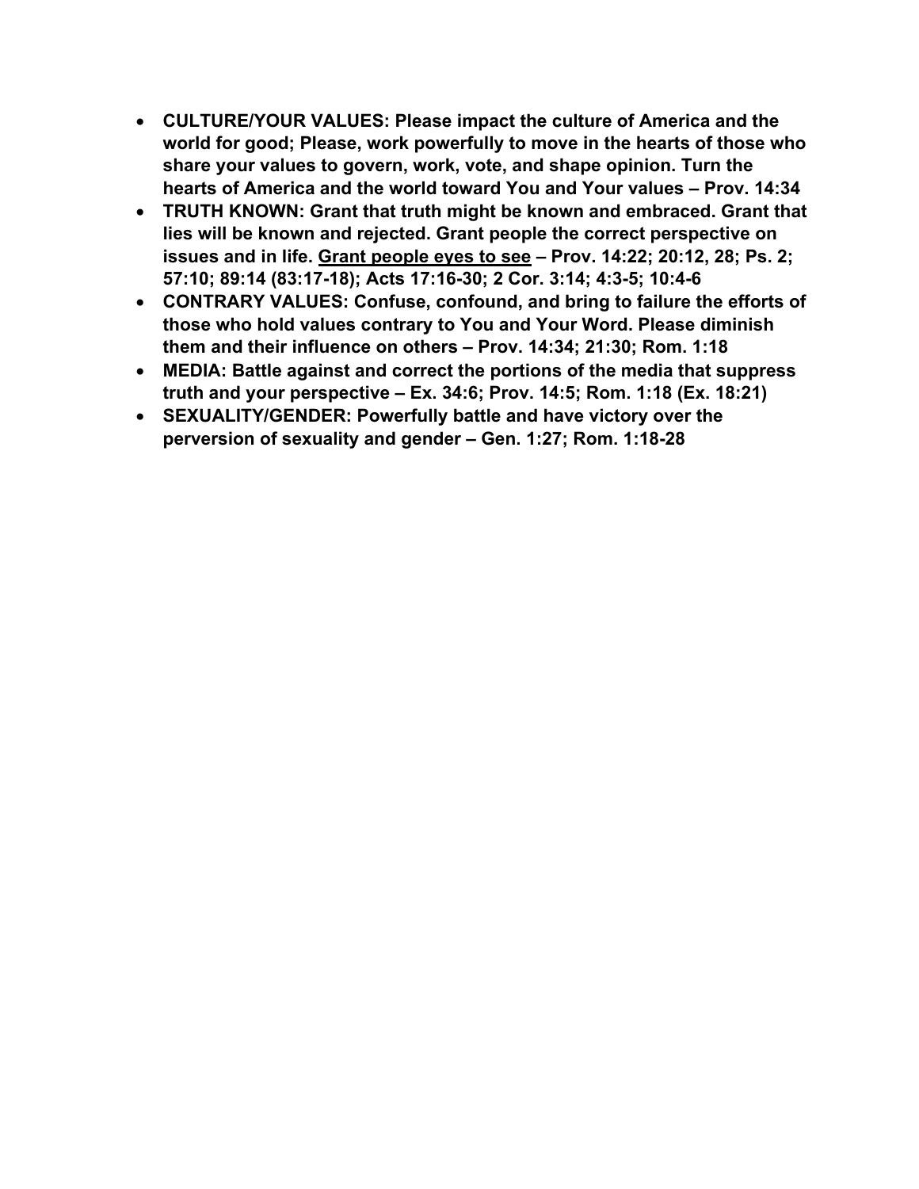- **CULTURE/YOUR VALUES: Please impact the culture of America and the world for good; Please, work powerfully to move in the hearts of those who share your values to govern, work, vote, and shape opinion. Turn the hearts of America and the world toward You and Your values – Prov. 14:34**
- **TRUTH KNOWN: Grant that truth might be known and embraced. Grant that lies will be known and rejected. Grant people the correct perspective on issues and in life. <u>Grant people eyes to see</u> – Prov. 14:22; 20:12, 28; Ps. 2; 57:10; 89:14 (83:17-18); Acts 17:16-30; 2 Cor. 3:14; 4:3-5; 10:4-6**
- **CONTRARY VALUES: Confuse, confound, and bring to failure the efforts of those who hold values contrary to You and Your Word. Please diminish them and their influence on others – Prov. 14:34; 21:30; Rom. 1:18**
- **MEDIA: Battle against and correct the portions of the media that suppress truth and your perspective – Ex. 34:6; Prov. 14:5; Rom. 1:18 (Ex. 18:21)**
- **SEXUALITY/GENDER: Powerfully battle and have victory over the perversion of sexuality and gender – Gen. 1:27; Rom. 1:18-28**